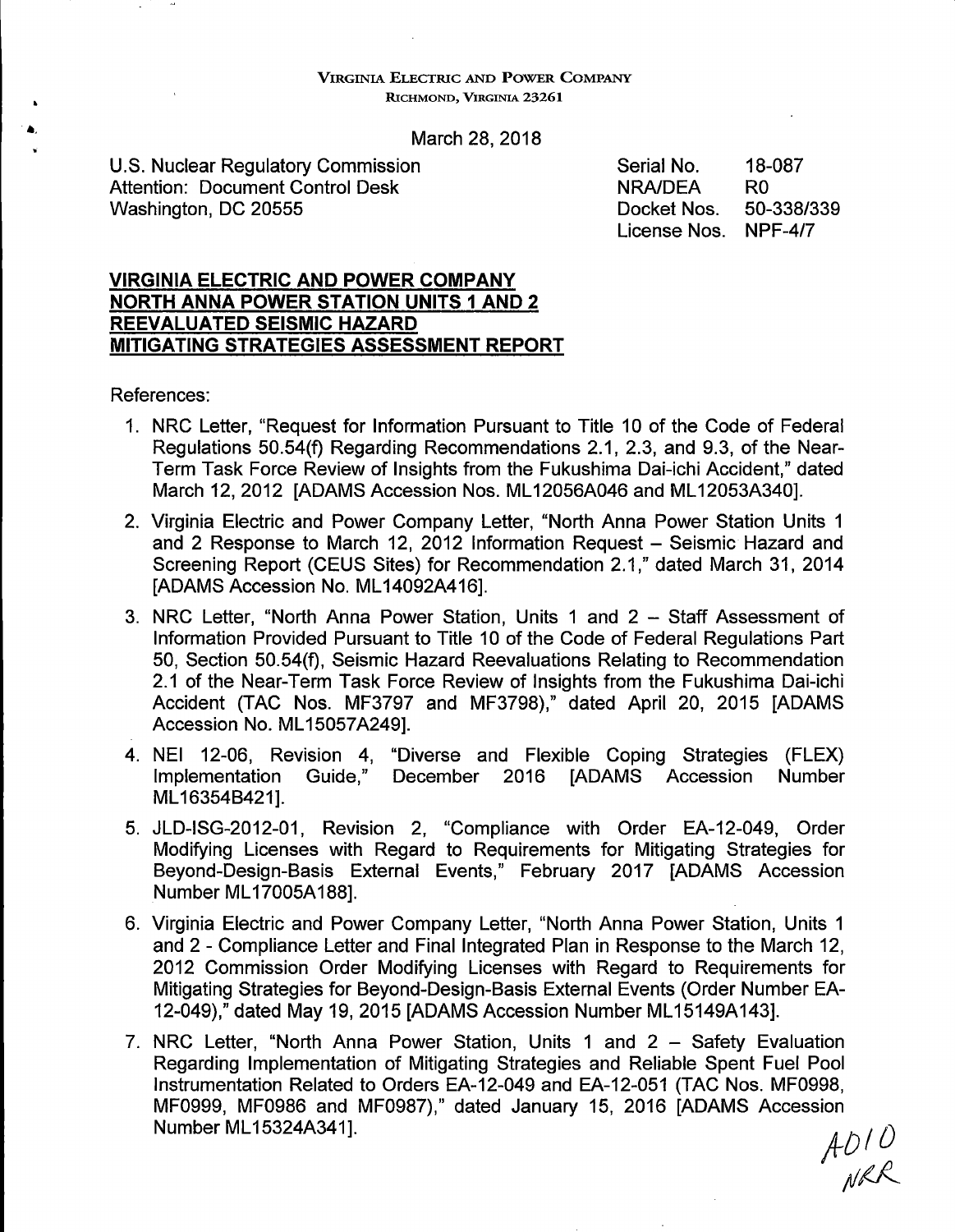VIRGINIA ELECTRIC AND POWER COMPANY
RICHMOND, VIRGINIA 23261

March 28, 2018

U.S. Nuclear Regulatory Commission
Attention: Document Control Desk
Washington, DC 20555

| | |
|---|---|
| Serial No. | 18-087 |
| NRA/DEA | R0 |
| Docket Nos. | 50-338/339 |
| License Nos. | NPF-4/7 |

**VIRGINIA ELECTRIC AND POWER COMPANY**
**NORTH ANNA POWER STATION UNITS 1 AND 2**
**REEVALUATED SEISMIC HAZARD**
**MITIGATING STRATEGIES ASSESSMENT REPORT**

References:

1. NRC Letter, "Request for Information Pursuant to Title 10 of the Code of Federal Regulations 50.54(f) Regarding Recommendations 2.1, 2.3, and 9.3, of the Near-Term Task Force Review of Insights from the Fukushima Dai-ichi Accident," dated March 12, 2012 [ADAMS Accession Nos. ML12056A046 and ML12053A340].
2. Virginia Electric and Power Company Letter, "North Anna Power Station Units 1 and 2 Response to March 12, 2012 Information Request – Seismic Hazard and Screening Report (CEUS Sites) for Recommendation 2.1," dated March 31, 2014 [ADAMS Accession No. ML14092A416].
3. NRC Letter, "North Anna Power Station, Units 1 and 2 – Staff Assessment of Information Provided Pursuant to Title 10 of the Code of Federal Regulations Part 50, Section 50.54(f), Seismic Hazard Reevaluations Relating to Recommendation 2.1 of the Near-Term Task Force Review of Insights from the Fukushima Dai-ichi Accident (TAC Nos. MF3797 and MF3798)," dated April 20, 2015 [ADAMS Accession No. ML15057A249].
4. NEI 12-06, Revision 4, "Diverse and Flexible Coping Strategies (FLEX) Implementation Guide," December 2016 [ADAMS Accession Number ML16354B421].
5. JLD-ISG-2012-01, Revision 2, "Compliance with Order EA-12-049, Order Modifying Licenses with Regard to Requirements for Mitigating Strategies for Beyond-Design-Basis External Events," February 2017 [ADAMS Accession Number ML17005A188].
6. Virginia Electric and Power Company Letter, "North Anna Power Station, Units 1 and 2 - Compliance Letter and Final Integrated Plan in Response to the March 12, 2012 Commission Order Modifying Licenses with Regard to Requirements for Mitigating Strategies for Beyond-Design-Basis External Events (Order Number EA-12-049)," dated May 19, 2015 [ADAMS Accession Number ML15149A143].
7. NRC Letter, "North Anna Power Station, Units 1 and 2 – Safety Evaluation Regarding Implementation of Mitigating Strategies and Reliable Spent Fuel Pool Instrumentation Related to Orders EA-12-049 and EA-12-051 (TAC Nos. MF0998, MF0999, MF0986 and MF0987)," dated January 15, 2016 [ADAMS Accession Number ML15324A341].

A010
NRR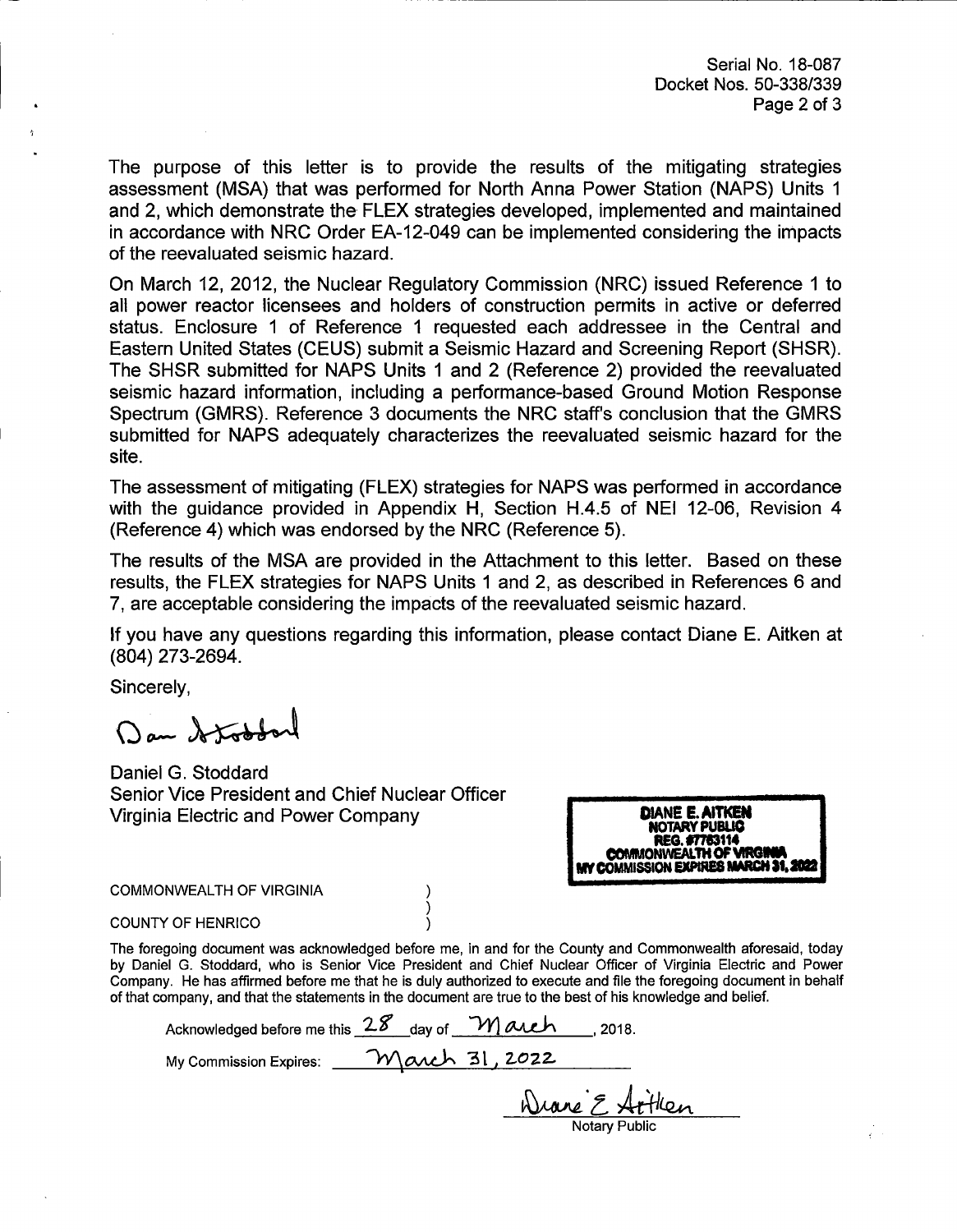Serial No. 18-087
Docket Nos. 50-338/339

The purpose of this letter is to provide the results of the mitigating strategies assessment (MSA) that was performed for North Anna Power Station (NAPS) Units 1 and 2, which demonstrate the FLEX strategies developed, implemented and maintained in accordance with NRC Order EA-12-049 can be implemented considering the impacts of the reevaluated seismic hazard.

On March 12, 2012, the Nuclear Regulatory Commission (NRC) issued Reference 1 to all power reactor licensees and holders of construction permits in active or deferred status. Enclosure 1 of Reference 1 requested each addressee in the Central and Eastern United States (CEUS) submit a Seismic Hazard and Screening Report (SHSR). The SHSR submitted for NAPS Units 1 and 2 (Reference 2) provided the reevaluated seismic hazard information, including a performance-based Ground Motion Response Spectrum (GMRS). Reference 3 documents the NRC staff's conclusion that the GMRS submitted for NAPS adequately characterizes the reevaluated seismic hazard for the site.

The assessment of mitigating (FLEX) strategies for NAPS was performed in accordance with the guidance provided in Appendix H, Section H.4.5 of NEI 12-06, Revision 4 (Reference 4) which was endorsed by the NRC (Reference 5).

The results of the MSA are provided in the Attachment to this letter. Based on these results, the FLEX strategies for NAPS Units 1 and 2, as described in References 6 and 7, are acceptable considering the impacts of the reevaluated seismic hazard.

If you have any questions regarding this information, please contact Diane E. Aitken at (804) 273-2694.

Sincerely,

Dan Stoddard

Daniel G. Stoddard
Senior Vice President and Chief Nuclear Officer
Virginia Electric and Power Company

DIANE E. AITKEN
NOTARY PUBLIC
REG. #7763114
COMMONWEALTH OF VIRGINIA
MY COMMISSION EXPIRES MARCH 31, 2022

COMMONWEALTH OF VIRGINIA )
)
COUNTY OF HENRICO )

The foregoing document was acknowledged before me, in and for the County and Commonwealth aforesaid, today by Daniel G. Stoddard, who is Senior Vice President and Chief Nuclear Officer of Virginia Electric and Power Company. He has affirmed before me that he is duly authorized to execute and file the foregoing document in behalf of that company, and that the statements in the document are true to the best of his knowledge and belief.

Acknowledged before me this 28 day of March, 2018.

My Commission Expires: March 31, 2022

Diane E. Aitken
Notary Public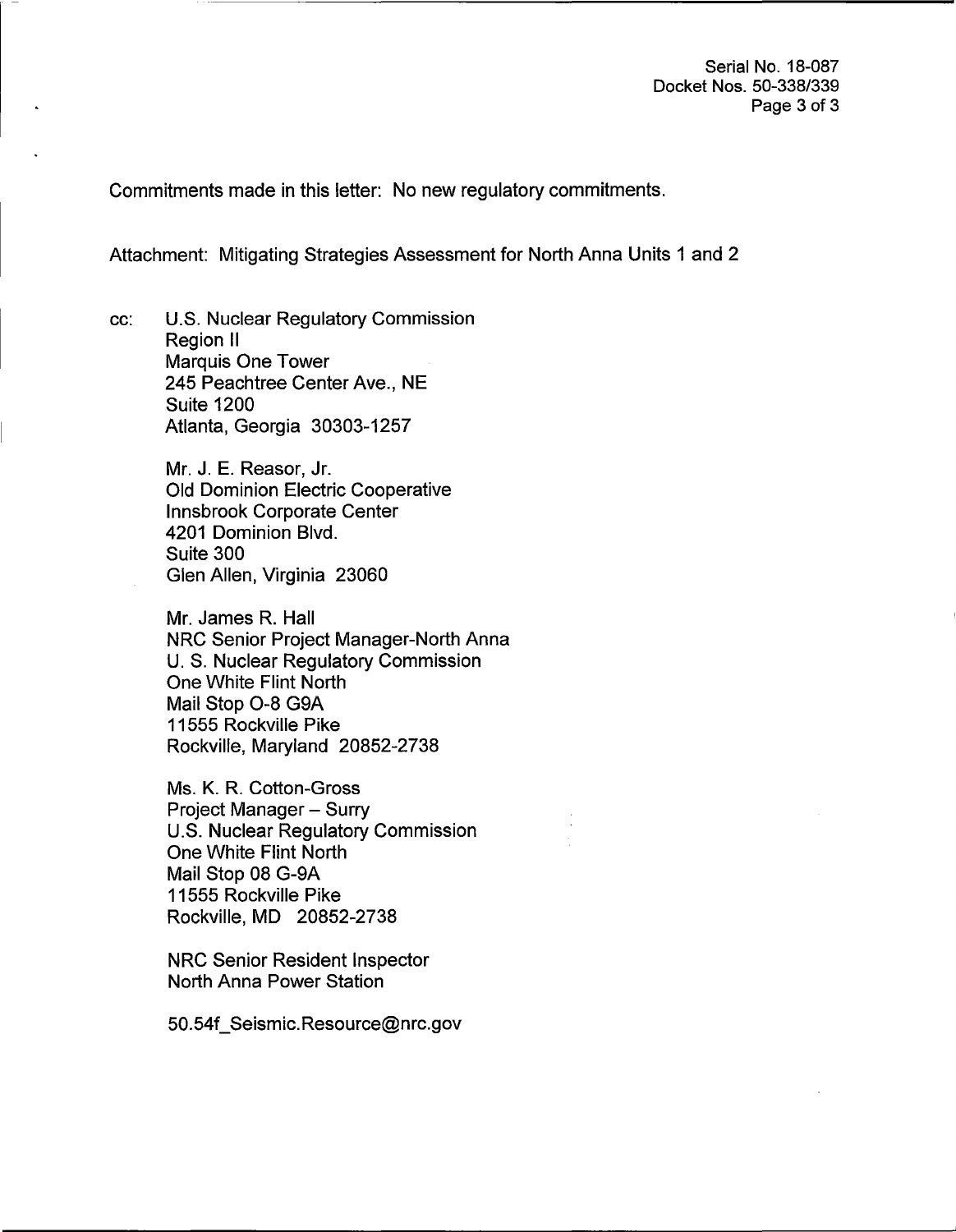Commitments made in this letter: No new regulatory commitments.

Attachment: Mitigating Strategies Assessment for North Anna Units 1 and 2

cc: U.S. Nuclear Regulatory Commission
Region II
Marquis One Tower
245 Peachtree Center Ave., NE
Suite 1200
Atlanta, Georgia 30303-1257

Mr. J. E. Reasor, Jr.
Old Dominion Electric Cooperative
Innsbrook Corporate Center
4201 Dominion Blvd.
Suite 300
Glen Allen, Virginia 23060

Mr. James R. Hall
NRC Senior Project Manager-North Anna
U. S. Nuclear Regulatory Commission
One White Flint North
Mail Stop O-8 G9A
11555 Rockville Pike
Rockville, Maryland 20852-2738

Ms. K. R. Cotton-Gross
Project Manager – Surry
U.S. Nuclear Regulatory Commission
One White Flint North
Mail Stop 08 G-9A
11555 Rockville Pike
Rockville, MD 20852-2738

NRC Senior Resident Inspector
North Anna Power Station

50.54f_Seismic.Resource@nrc.gov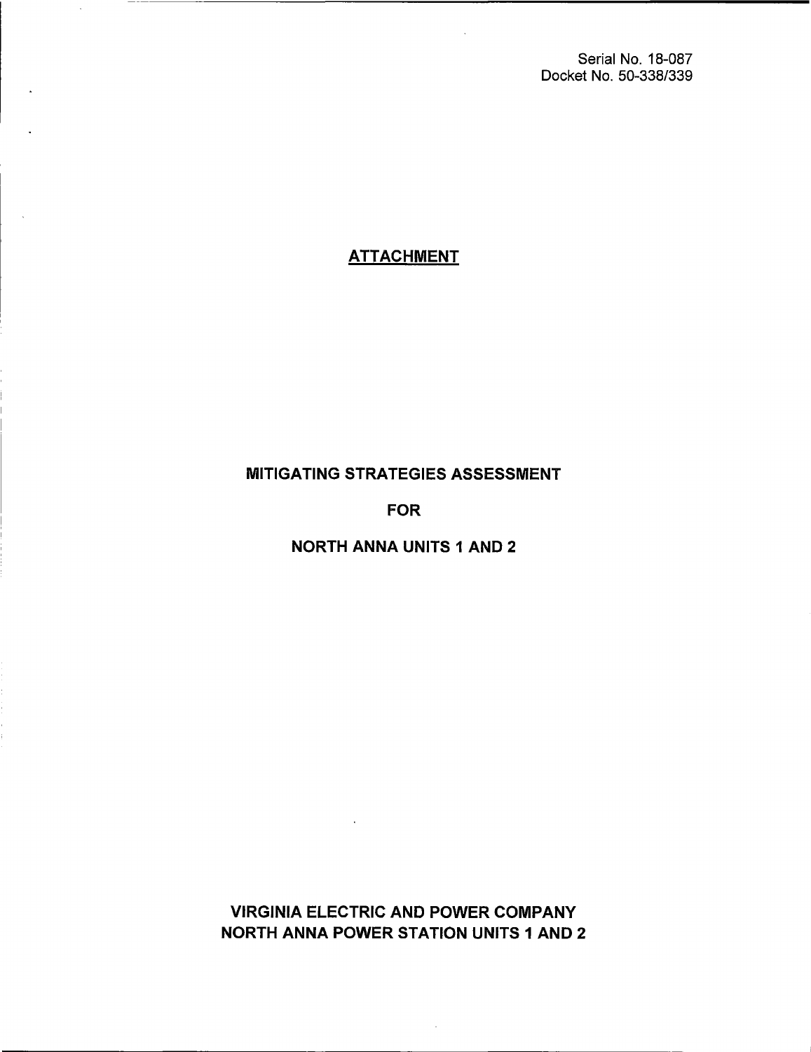Serial No. 18-087
Docket No. 50-338/339

# ATTACHMENT

## MITIGATING STRATEGIES ASSESSMENT

## FOR

## NORTH ANNA UNITS 1 AND 2

**VIRGINIA ELECTRIC AND POWER COMPANY**
**NORTH ANNA POWER STATION UNITS 1 AND 2**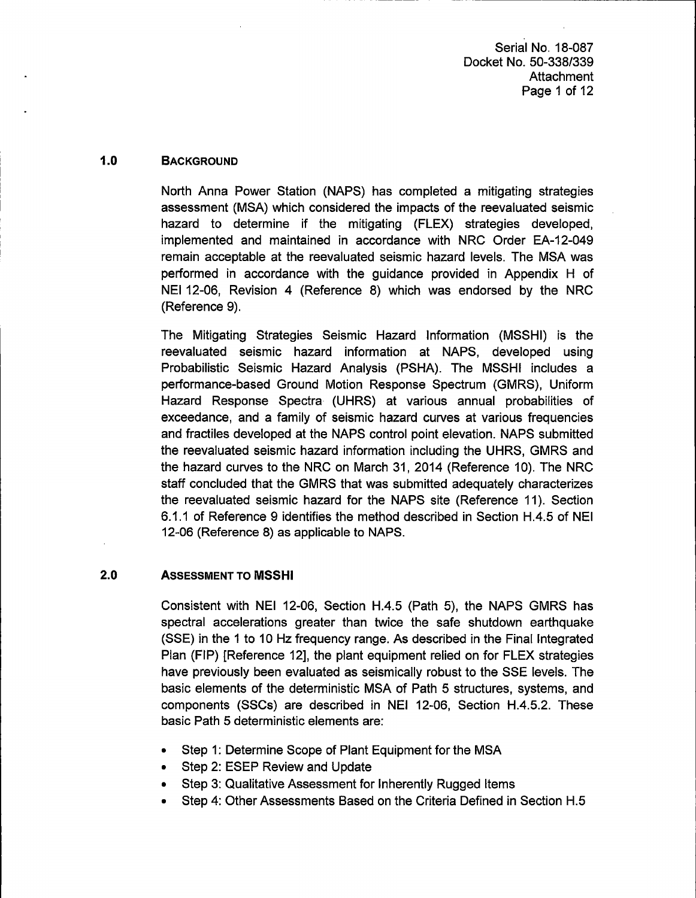## 1.0 BACKGROUND

North Anna Power Station (NAPS) has completed a mitigating strategies assessment (MSA) which considered the impacts of the reevaluated seismic hazard to determine if the mitigating (FLEX) strategies developed, implemented and maintained in accordance with NRC Order EA-12-049 remain acceptable at the reevaluated seismic hazard levels. The MSA was performed in accordance with the guidance provided in Appendix H of NEI 12-06, Revision 4 (Reference 8) which was endorsed by the NRC (Reference 9).

The Mitigating Strategies Seismic Hazard Information (MSSHI) is the reevaluated seismic hazard information at NAPS, developed using Probabilistic Seismic Hazard Analysis (PSHA). The MSSHI includes a performance-based Ground Motion Response Spectrum (GMRS), Uniform Hazard Response Spectra (UHRS) at various annual probabilities of exceedance, and a family of seismic hazard curves at various frequencies and fractiles developed at the NAPS control point elevation. NAPS submitted the reevaluated seismic hazard information including the UHRS, GMRS and the hazard curves to the NRC on March 31, 2014 (Reference 10). The NRC staff concluded that the GMRS that was submitted adequately characterizes the reevaluated seismic hazard for the NAPS site (Reference 11). Section 6.1.1 of Reference 9 identifies the method described in Section H.4.5 of NEI 12-06 (Reference 8) as applicable to NAPS.

## 2.0 ASSESSMENT TO MSSHI

Consistent with NEI 12-06, Section H.4.5 (Path 5), the NAPS GMRS has spectral accelerations greater than twice the safe shutdown earthquake (SSE) in the 1 to 10 Hz frequency range. As described in the Final Integrated Plan (FIP) [Reference 12], the plant equipment relied on for FLEX strategies have previously been evaluated as seismically robust to the SSE levels. The basic elements of the deterministic MSA of Path 5 structures, systems, and components (SSCs) are described in NEI 12-06, Section H.4.5.2. These basic Path 5 deterministic elements are:

- Step 1: Determine Scope of Plant Equipment for the MSA
- Step 2: ESEP Review and Update
- Step 3: Qualitative Assessment for Inherently Rugged Items
- Step 4: Other Assessments Based on the Criteria Defined in Section H.5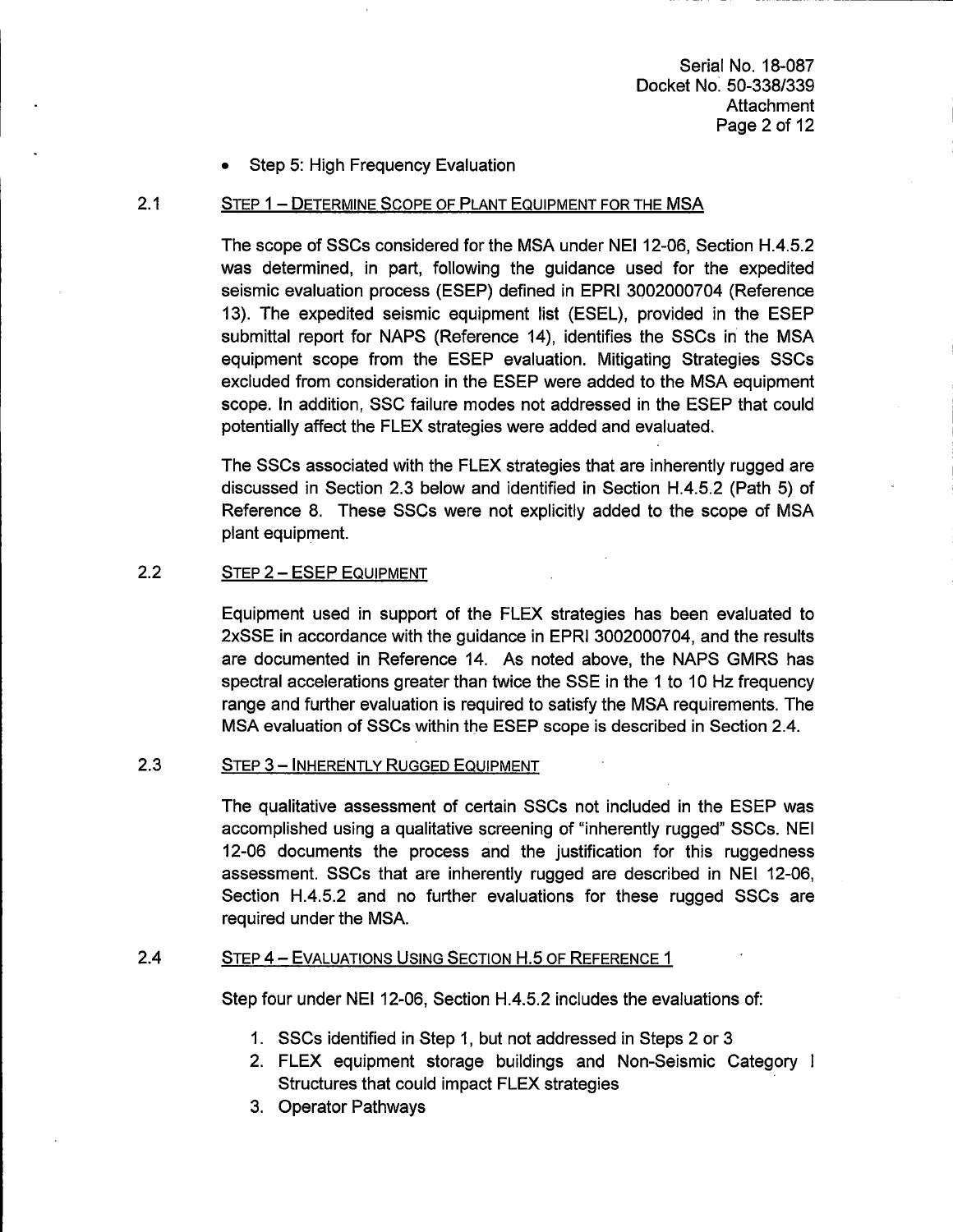- Step 5: High Frequency Evaluation

## 2.1 STEP 1 – DETERMINE SCOPE OF PLANT EQUIPMENT FOR THE MSA

The scope of SSCs considered for the MSA under NEI 12-06, Section H.4.5.2 was determined, in part, following the guidance used for the expedited seismic evaluation process (ESEP) defined in EPRI 3002000704 (Reference 13). The expedited seismic equipment list (ESEL), provided in the ESEP submittal report for NAPS (Reference 14), identifies the SSCs in the MSA equipment scope from the ESEP evaluation. Mitigating Strategies SSCs excluded from consideration in the ESEP were added to the MSA equipment scope. In addition, SSC failure modes not addressed in the ESEP that could potentially affect the FLEX strategies were added and evaluated.

The SSCs associated with the FLEX strategies that are inherently rugged are discussed in Section 2.3 below and identified in Section H.4.5.2 (Path 5) of Reference 8. These SSCs were not explicitly added to the scope of MSA plant equipment.

## 2.2 STEP 2 – ESEP EQUIPMENT

Equipment used in support of the FLEX strategies has been evaluated to 2xSSE in accordance with the guidance in EPRI 3002000704, and the results are documented in Reference 14. As noted above, the NAPS GMRS has spectral accelerations greater than twice the SSE in the 1 to 10 Hz frequency range and further evaluation is required to satisfy the MSA requirements. The MSA evaluation of SSCs within the ESEP scope is described in Section 2.4.

## 2.3 STEP 3 – INHERENTLY RUGGED EQUIPMENT

The qualitative assessment of certain SSCs not included in the ESEP was accomplished using a qualitative screening of "inherently rugged" SSCs. NEI 12-06 documents the process and the justification for this ruggedness assessment. SSCs that are inherently rugged are described in NEI 12-06, Section H.4.5.2 and no further evaluations for these rugged SSCs are required under the MSA.

## 2.4 STEP 4 – EVALUATIONS USING SECTION H.5 OF REFERENCE 1

Step four under NEI 12-06, Section H.4.5.2 includes the evaluations of:

1. SSCs identified in Step 1, but not addressed in Steps 2 or 3
2. FLEX equipment storage buildings and Non-Seismic Category I Structures that could impact FLEX strategies
3. Operator Pathways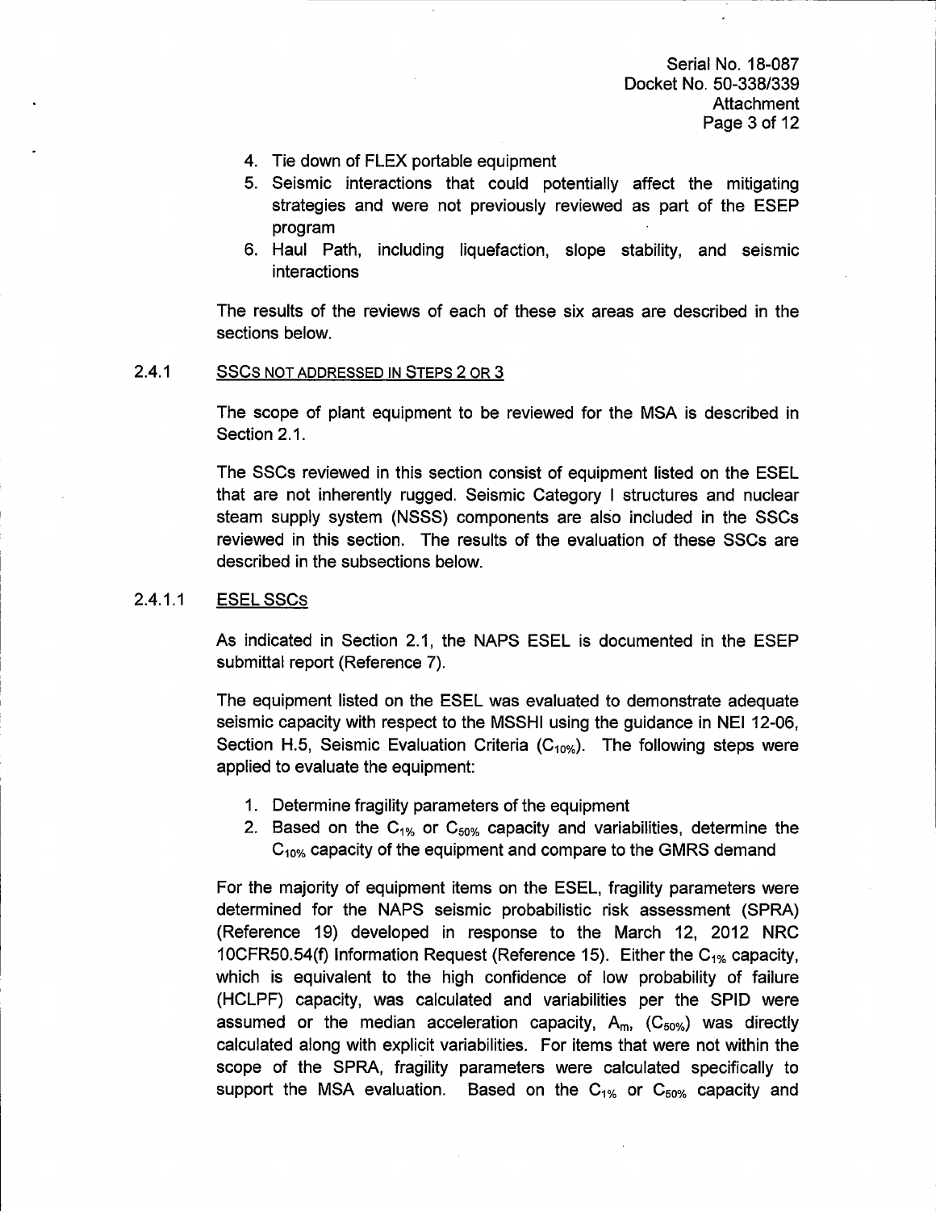4. Tie down of FLEX portable equipment
5. Seismic interactions that could potentially affect the mitigating strategies and were not previously reviewed as part of the ESEP program
6. Haul Path, including liquefaction, slope stability, and seismic interactions

The results of the reviews of each of these six areas are described in the sections below.

### 2.4.1 SSCs NOT ADDRESSED IN STEPS 2 OR 3

The scope of plant equipment to be reviewed for the MSA is described in Section 2.1.

The SSCs reviewed in this section consist of equipment listed on the ESEL that are not inherently rugged. Seismic Category I structures and nuclear steam supply system (NSSS) components are also included in the SSCs reviewed in this section. The results of the evaluation of these SSCs are described in the subsections below.

#### 2.4.1.1 ESEL SSCs

As indicated in Section 2.1, the NAPS ESEL is documented in the ESEP submittal report (Reference 7).

The equipment listed on the ESEL was evaluated to demonstrate adequate seismic capacity with respect to the MSSHI using the guidance in NEI 12-06, Section H.5, Seismic Evaluation Criteria ($C_{10\%}$). The following steps were applied to evaluate the equipment:

1. Determine fragility parameters of the equipment
2. Based on the $C_{1\%}$ or $C_{50\%}$ capacity and variabilities, determine the $C_{10\%}$ capacity of the equipment and compare to the GMRS demand

For the majority of equipment items on the ESEL, fragility parameters were determined for the NAPS seismic probabilistic risk assessment (SPRA) (Reference 19) developed in response to the March 12, 2012 NRC 10CFR50.54(f) Information Request (Reference 15). Either the $C_{1\%}$ capacity, which is equivalent to the high confidence of low probability of failure (HCLPF) capacity, was calculated and variabilities per the SPID were assumed or the median acceleration capacity, $A_m$, ($C_{50\%}$) was directly calculated along with explicit variabilities. For items that were not within the scope of the SPRA, fragility parameters were calculated specifically to support the MSA evaluation. Based on the $C_{1\%}$ or $C_{50\%}$ capacity and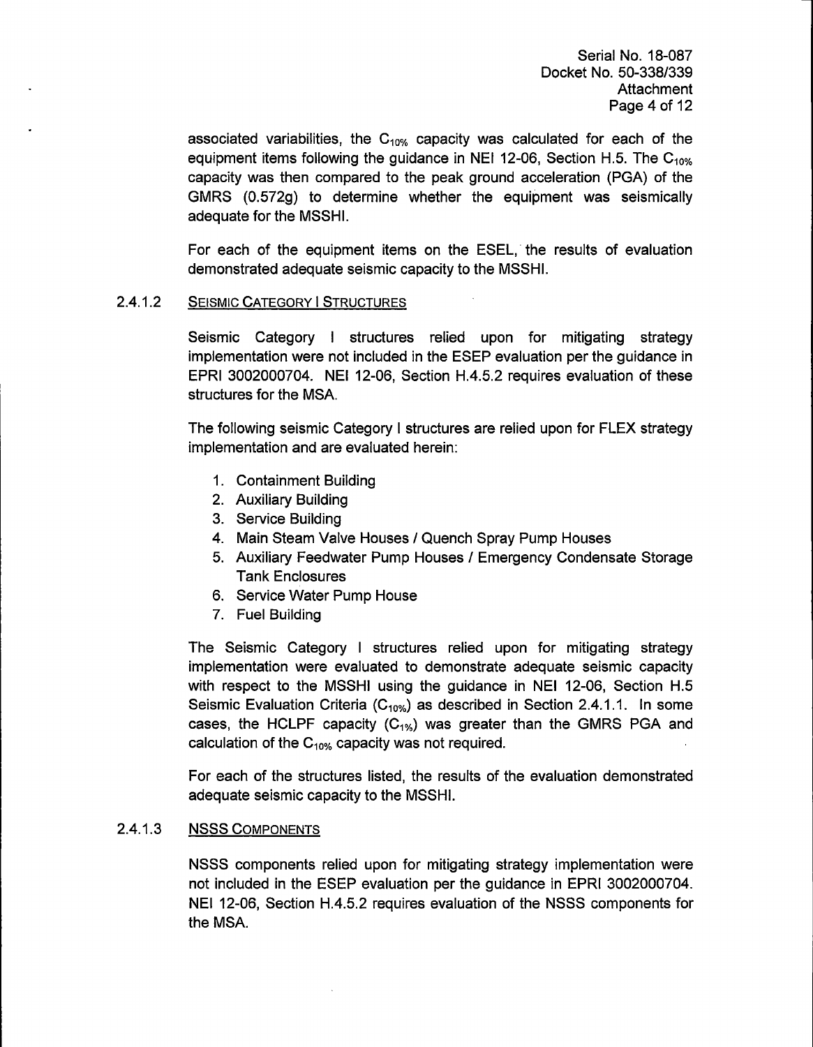associated variabilities, the $C_{10\%}$ capacity was calculated for each of the equipment items following the guidance in NEI 12-06, Section H.5. The $C_{10\%}$ capacity was then compared to the peak ground acceleration (PGA) of the GMRS (0.572g) to determine whether the equipment was seismically adequate for the MSSHI.

For each of the equipment items on the ESEL, the results of evaluation demonstrated adequate seismic capacity to the MSSHI.

#### 2.4.1.2 Seismic Category I Structures

Seismic Category I structures relied upon for mitigating strategy implementation were not included in the ESEP evaluation per the guidance in EPRI 3002000704. NEI 12-06, Section H.4.5.2 requires evaluation of these structures for the MSA.

The following seismic Category I structures are relied upon for FLEX strategy implementation and are evaluated herein:

1. Containment Building
2. Auxiliary Building
3. Service Building
4. Main Steam Valve Houses / Quench Spray Pump Houses
5. Auxiliary Feedwater Pump Houses / Emergency Condensate Storage Tank Enclosures
6. Service Water Pump House
7. Fuel Building

The Seismic Category I structures relied upon for mitigating strategy implementation were evaluated to demonstrate adequate seismic capacity with respect to the MSSHI using the guidance in NEI 12-06, Section H.5 Seismic Evaluation Criteria ($C_{10\%}$) as described in Section 2.4.1.1. In some cases, the HCLPF capacity ($C_{1\%}$) was greater than the GMRS PGA and calculation of the $C_{10\%}$ capacity was not required.

For each of the structures listed, the results of the evaluation demonstrated adequate seismic capacity to the MSSHI.

#### 2.4.1.3 NSSS Components

NSSS components relied upon for mitigating strategy implementation were not included in the ESEP evaluation per the guidance in EPRI 3002000704. NEI 12-06, Section H.4.5.2 requires evaluation of the NSSS components for the MSA.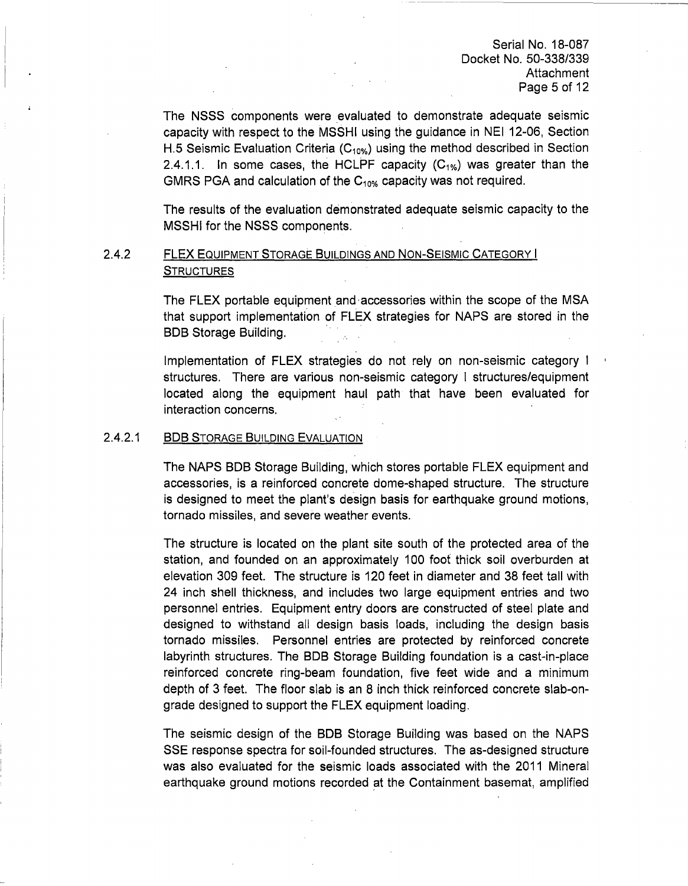The NSSS components were evaluated to demonstrate adequate seismic capacity with respect to the MSSHI using the guidance in NEI 12-06, Section H.5 Seismic Evaluation Criteria ($C_{10\%}$) using the method described in Section 2.4.1.1. In some cases, the HCLPF capacity ($C_{1\%}$) was greater than the GMRS PGA and calculation of the $C_{10\%}$ capacity was not required.

The results of the evaluation demonstrated adequate seismic capacity to the MSSHI for the NSSS components.

### 2.4.2 FLEX EQUIPMENT STORAGE BUILDINGS AND NON-SEISMIC CATEGORY I STRUCTURES

The FLEX portable equipment and accessories within the scope of the MSA that support implementation of FLEX strategies for NAPS are stored in the BDB Storage Building.

Implementation of FLEX strategies do not rely on non-seismic category I structures. There are various non-seismic category I structures/equipment located along the equipment haul path that have been evaluated for interaction concerns.

#### 2.4.2.1 BDB STORAGE BUILDING EVALUATION

The NAPS BDB Storage Building, which stores portable FLEX equipment and accessories, is a reinforced concrete dome-shaped structure. The structure is designed to meet the plant's design basis for earthquake ground motions, tornado missiles, and severe weather events.

The structure is located on the plant site south of the protected area of the station, and founded on an approximately 100 foot thick soil overburden at elevation 309 feet. The structure is 120 feet in diameter and 38 feet tall with 24 inch shell thickness, and includes two large equipment entries and two personnel entries. Equipment entry doors are constructed of steel plate and designed to withstand all design basis loads, including the design basis tornado missiles. Personnel entries are protected by reinforced concrete labyrinth structures. The BDB Storage Building foundation is a cast-in-place reinforced concrete ring-beam foundation, five feet wide and a minimum depth of 3 feet. The floor slab is an 8 inch thick reinforced concrete slab-on-grade designed to support the FLEX equipment loading.

The seismic design of the BDB Storage Building was based on the NAPS SSE response spectra for soil-founded structures. The as-designed structure was also evaluated for the seismic loads associated with the 2011 Mineral earthquake ground motions recorded at the Containment basemat, amplified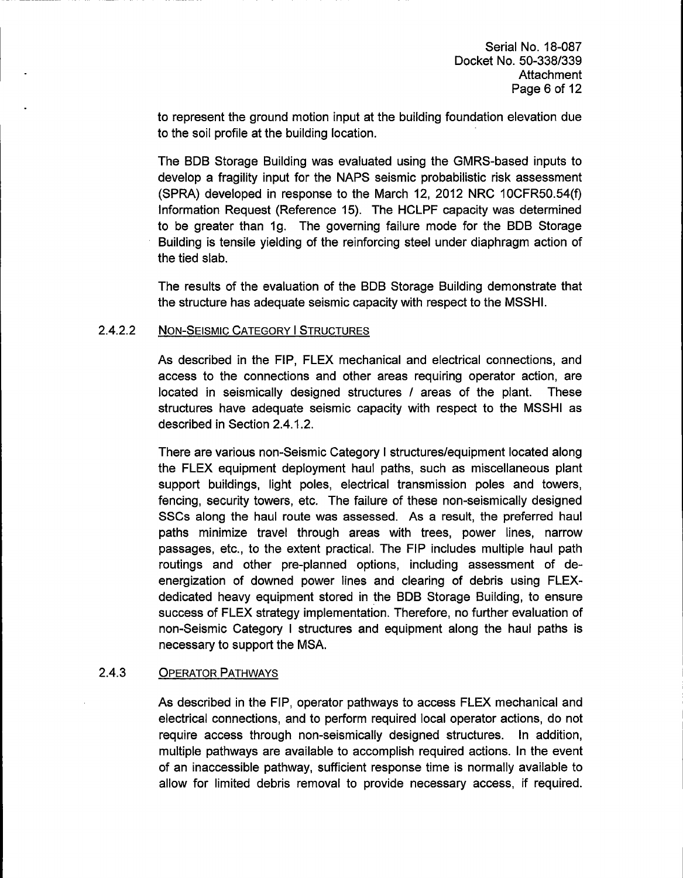to represent the ground motion input at the building foundation elevation due to the soil profile at the building location.

The BDB Storage Building was evaluated using the GMRS-based inputs to develop a fragility input for the NAPS seismic probabilistic risk assessment (SPRA) developed in response to the March 12, 2012 NRC 10CFR50.54(f) Information Request (Reference 15). The HCLPF capacity was determined to be greater than 1g. The governing failure mode for the BDB Storage Building is tensile yielding of the reinforcing steel under diaphragm action of the tied slab.

The results of the evaluation of the BDB Storage Building demonstrate that the structure has adequate seismic capacity with respect to the MSSHI.

#### 2.4.2.2 NON-SEISMIC CATEGORY I STRUCTURES

As described in the FIP, FLEX mechanical and electrical connections, and access to the connections and other areas requiring operator action, are located in seismically designed structures / areas of the plant. These structures have adequate seismic capacity with respect to the MSSHI as described in Section 2.4.1.2.

There are various non-Seismic Category I structures/equipment located along the FLEX equipment deployment haul paths, such as miscellaneous plant support buildings, light poles, electrical transmission poles and towers, fencing, security towers, etc. The failure of these non-seismically designed SSCs along the haul route was assessed. As a result, the preferred haul paths minimize travel through areas with trees, power lines, narrow passages, etc., to the extent practical. The FIP includes multiple haul path routings and other pre-planned options, including assessment of de-energization of downed power lines and clearing of debris using FLEX-dedicated heavy equipment stored in the BDB Storage Building, to ensure success of FLEX strategy implementation. Therefore, no further evaluation of non-Seismic Category I structures and equipment along the haul paths is necessary to support the MSA.

### 2.4.3 OPERATOR PATHWAYS

As described in the FIP, operator pathways to access FLEX mechanical and electrical connections, and to perform required local operator actions, do not require access through non-seismically designed structures. In addition, multiple pathways are available to accomplish required actions. In the event of an inaccessible pathway, sufficient response time is normally available to allow for limited debris removal to provide necessary access, if required.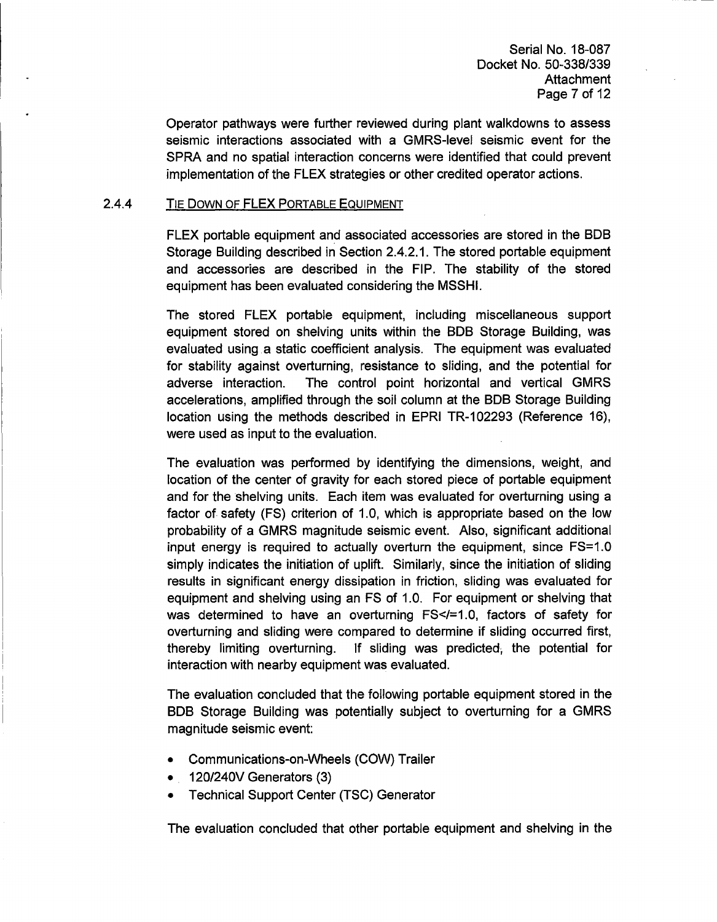Operator pathways were further reviewed during plant walkdowns to assess seismic interactions associated with a GMRS-level seismic event for the SPRA and no spatial interaction concerns were identified that could prevent implementation of the FLEX strategies or other credited operator actions.

### 2.4.4 TIE DOWN OF FLEX PORTABLE EQUIPMENT

FLEX portable equipment and associated accessories are stored in the BDB Storage Building described in Section 2.4.2.1. The stored portable equipment and accessories are described in the FIP. The stability of the stored equipment has been evaluated considering the MSSHI.

The stored FLEX portable equipment, including miscellaneous support equipment stored on shelving units within the BDB Storage Building, was evaluated using a static coefficient analysis. The equipment was evaluated for stability against overturning, resistance to sliding, and the potential for adverse interaction. The control point horizontal and vertical GMRS accelerations, amplified through the soil column at the BDB Storage Building location using the methods described in EPRI TR-102293 (Reference 16), were used as input to the evaluation.

The evaluation was performed by identifying the dimensions, weight, and location of the center of gravity for each stored piece of portable equipment and for the shelving units. Each item was evaluated for overturning using a factor of safety (FS) criterion of 1.0, which is appropriate based on the low probability of a GMRS magnitude seismic event. Also, significant additional input energy is required to actually overturn the equipment, since FS=1.0 simply indicates the initiation of uplift. Similarly, since the initiation of sliding results in significant energy dissipation in friction, sliding was evaluated for equipment and shelving using an FS of 1.0. For equipment or shelving that was determined to have an overturning FS</=1.0, factors of safety for overturning and sliding were compared to determine if sliding occurred first, thereby limiting overturning. If sliding was predicted, the potential for interaction with nearby equipment was evaluated.

The evaluation concluded that the following portable equipment stored in the BDB Storage Building was potentially subject to overturning for a GMRS magnitude seismic event:

- Communications-on-Wheels (COW) Trailer
- 120/240V Generators (3)
- Technical Support Center (TSC) Generator

The evaluation concluded that other portable equipment and shelving in the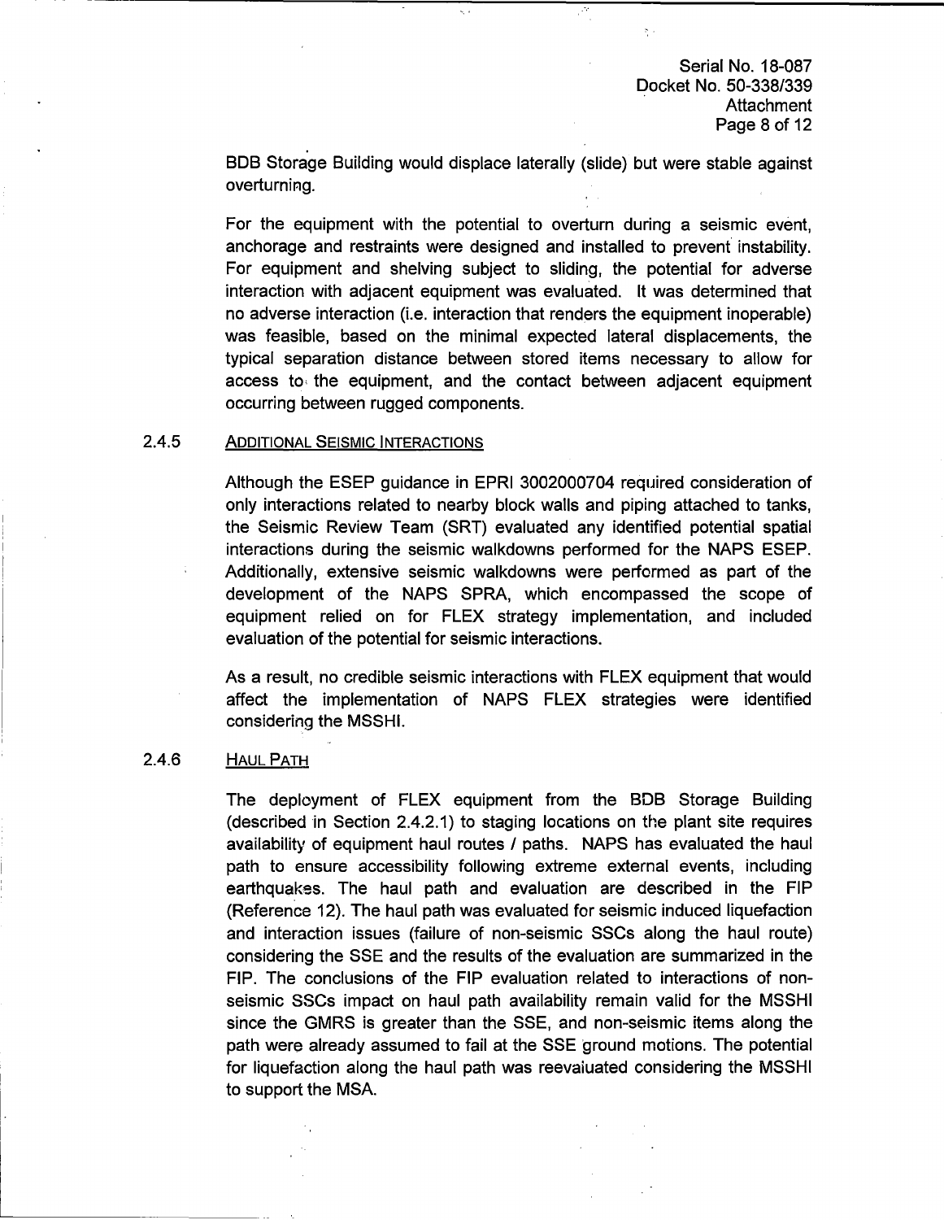BDB Storage Building would displace laterally (slide) but were stable against overturning.

For the equipment with the potential to overturn during a seismic event, anchorage and restraints were designed and installed to prevent instability. For equipment and shelving subject to sliding, the potential for adverse interaction with adjacent equipment was evaluated. It was determined that no adverse interaction (i.e. interaction that renders the equipment inoperable) was feasible, based on the minimal expected lateral displacements, the typical separation distance between stored items necessary to allow for access to the equipment, and the contact between adjacent equipment occurring between rugged components.

### 2.4.5 ADDITIONAL SEISMIC INTERACTIONS

Although the ESEP guidance in EPRI 3002000704 required consideration of only interactions related to nearby block walls and piping attached to tanks, the Seismic Review Team (SRT) evaluated any identified potential spatial interactions during the seismic walkdowns performed for the NAPS ESEP. Additionally, extensive seismic walkdowns were performed as part of the development of the NAPS SPRA, which encompassed the scope of equipment relied on for FLEX strategy implementation, and included evaluation of the potential for seismic interactions.

As a result, no credible seismic interactions with FLEX equipment that would affect the implementation of NAPS FLEX strategies were identified considering the MSSHI.

### 2.4.6 HAUL PATH

The deployment of FLEX equipment from the BDB Storage Building (described in Section 2.4.2.1) to staging locations on the plant site requires availability of equipment haul routes / paths. NAPS has evaluated the haul path to ensure accessibility following extreme external events, including earthquakes. The haul path and evaluation are described in the FIP (Reference 12). The haul path was evaluated for seismic induced liquefaction and interaction issues (failure of non-seismic SSCs along the haul route) considering the SSE and the results of the evaluation are summarized in the FIP. The conclusions of the FIP evaluation related to interactions of non-seismic SSCs impact on haul path availability remain valid for the MSSHI since the GMRS is greater than the SSE, and non-seismic items along the path were already assumed to fail at the SSE ground motions. The potential for liquefaction along the haul path was reevaluated considering the MSSHI to support the MSA.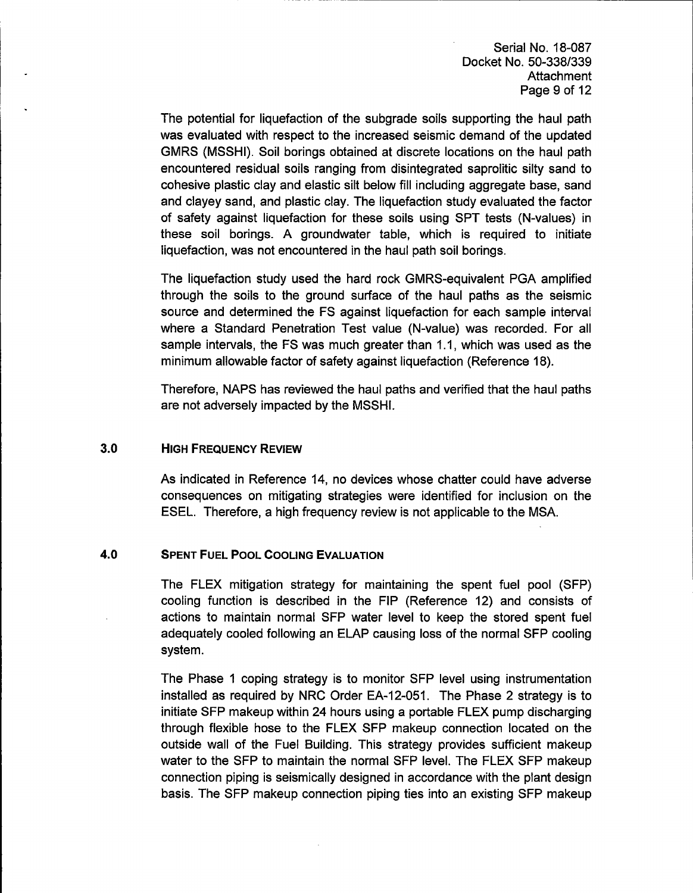The potential for liquefaction of the subgrade soils supporting the haul path was evaluated with respect to the increased seismic demand of the updated GMRS (MSSHI). Soil borings obtained at discrete locations on the haul path encountered residual soils ranging from disintegrated saprolitic silty sand to cohesive plastic clay and elastic silt below fill including aggregate base, sand and clayey sand, and plastic clay. The liquefaction study evaluated the factor of safety against liquefaction for these soils using SPT tests (N-values) in these soil borings. A groundwater table, which is required to initiate liquefaction, was not encountered in the haul path soil borings.

The liquefaction study used the hard rock GMRS-equivalent PGA amplified through the soils to the ground surface of the haul paths as the seismic source and determined the FS against liquefaction for each sample interval where a Standard Penetration Test value (N-value) was recorded. For all sample intervals, the FS was much greater than 1.1, which was used as the minimum allowable factor of safety against liquefaction (Reference 18).

Therefore, NAPS has reviewed the haul paths and verified that the haul paths are not adversely impacted by the MSSHI.

## 3.0 HIGH FREQUENCY REVIEW

As indicated in Reference 14, no devices whose chatter could have adverse consequences on mitigating strategies were identified for inclusion on the ESEL. Therefore, a high frequency review is not applicable to the MSA.

## 4.0 SPENT FUEL POOL COOLING EVALUATION

The FLEX mitigation strategy for maintaining the spent fuel pool (SFP) cooling function is described in the FIP (Reference 12) and consists of actions to maintain normal SFP water level to keep the stored spent fuel adequately cooled following an ELAP causing loss of the normal SFP cooling system.

The Phase 1 coping strategy is to monitor SFP level using instrumentation installed as required by NRC Order EA-12-051. The Phase 2 strategy is to initiate SFP makeup within 24 hours using a portable FLEX pump discharging through flexible hose to the FLEX SFP makeup connection located on the outside wall of the Fuel Building. This strategy provides sufficient makeup water to the SFP to maintain the normal SFP level. The FLEX SFP makeup connection piping is seismically designed in accordance with the plant design basis. The SFP makeup connection piping ties into an existing SFP makeup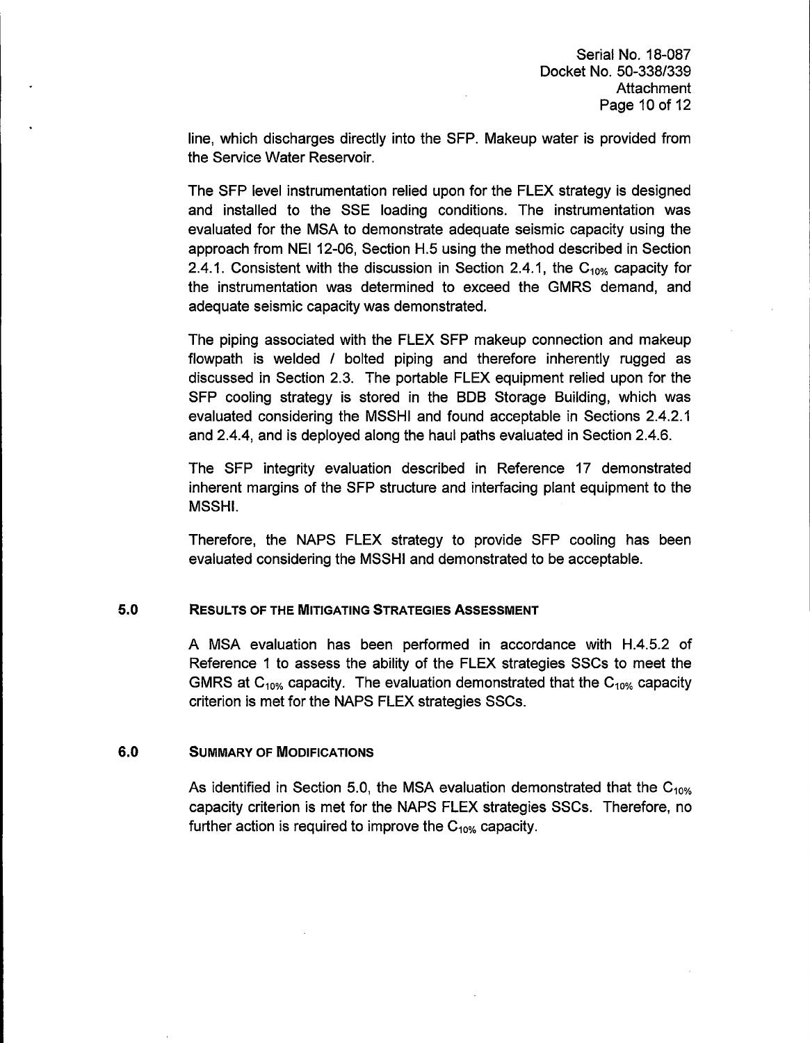line, which discharges directly into the SFP. Makeup water is provided from the Service Water Reservoir.

The SFP level instrumentation relied upon for the FLEX strategy is designed and installed to the SSE loading conditions. The instrumentation was evaluated for the MSA to demonstrate adequate seismic capacity using the approach from NEI 12-06, Section H.5 using the method described in Section 2.4.1. Consistent with the discussion in Section 2.4.1, the $C_{10\%}$ capacity for the instrumentation was determined to exceed the GMRS demand, and adequate seismic capacity was demonstrated.

The piping associated with the FLEX SFP makeup connection and makeup flowpath is welded / bolted piping and therefore inherently rugged as discussed in Section 2.3. The portable FLEX equipment relied upon for the SFP cooling strategy is stored in the BDB Storage Building, which was evaluated considering the MSSHI and found acceptable in Sections 2.4.2.1 and 2.4.4, and is deployed along the haul paths evaluated in Section 2.4.6.

The SFP integrity evaluation described in Reference 17 demonstrated inherent margins of the SFP structure and interfacing plant equipment to the MSSHI.

Therefore, the NAPS FLEX strategy to provide SFP cooling has been evaluated considering the MSSHI and demonstrated to be acceptable.

## 5.0 RESULTS OF THE MITIGATING STRATEGIES ASSESSMENT

A MSA evaluation has been performed in accordance with H.4.5.2 of Reference 1 to assess the ability of the FLEX strategies SSCs to meet the GMRS at $C_{10\%}$ capacity. The evaluation demonstrated that the $C_{10\%}$ capacity criterion is met for the NAPS FLEX strategies SSCs.

## 6.0 SUMMARY OF MODIFICATIONS

As identified in Section 5.0, the MSA evaluation demonstrated that the $C_{10\%}$ capacity criterion is met for the NAPS FLEX strategies SSCs. Therefore, no further action is required to improve the $C_{10\%}$ capacity.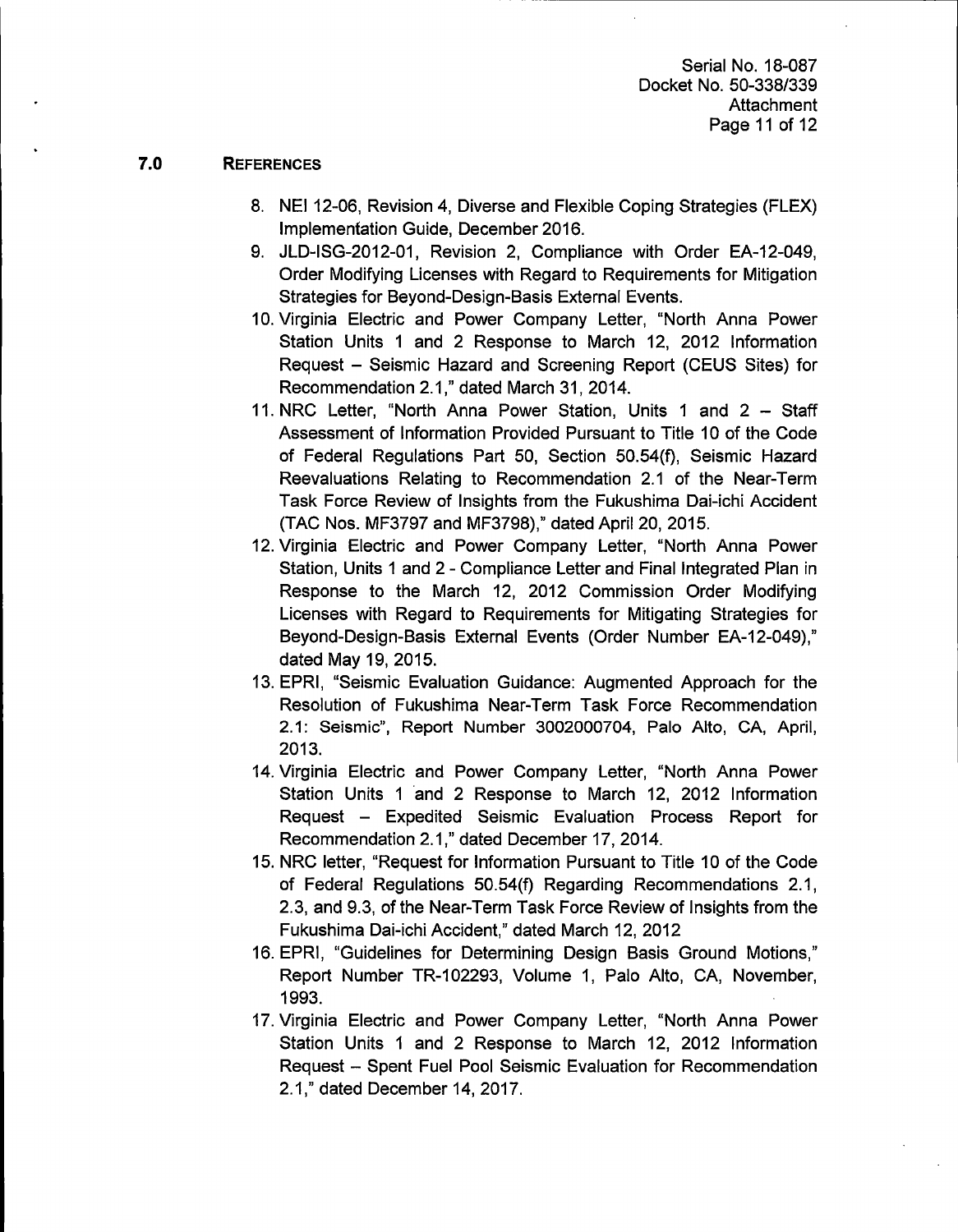## 7.0 REFERENCES

8. NEI 12-06, Revision 4, Diverse and Flexible Coping Strategies (FLEX) Implementation Guide, December 2016.
9. JLD-ISG-2012-01, Revision 2, Compliance with Order EA-12-049, Order Modifying Licenses with Regard to Requirements for Mitigation Strategies for Beyond-Design-Basis External Events.
10. Virginia Electric and Power Company Letter, "North Anna Power Station Units 1 and 2 Response to March 12, 2012 Information Request – Seismic Hazard and Screening Report (CEUS Sites) for Recommendation 2.1," dated March 31, 2014.
11. NRC Letter, "North Anna Power Station, Units 1 and 2 – Staff Assessment of Information Provided Pursuant to Title 10 of the Code of Federal Regulations Part 50, Section 50.54(f), Seismic Hazard Reevaluations Relating to Recommendation 2.1 of the Near-Term Task Force Review of Insights from the Fukushima Dai-ichi Accident (TAC Nos. MF3797 and MF3798)," dated April 20, 2015.
12. Virginia Electric and Power Company Letter, "North Anna Power Station, Units 1 and 2 - Compliance Letter and Final Integrated Plan in Response to the March 12, 2012 Commission Order Modifying Licenses with Regard to Requirements for Mitigating Strategies for Beyond-Design-Basis External Events (Order Number EA-12-049)," dated May 19, 2015.
13. EPRI, "Seismic Evaluation Guidance: Augmented Approach for the Resolution of Fukushima Near-Term Task Force Recommendation 2.1: Seismic", Report Number 3002000704, Palo Alto, CA, April, 2013.
14. Virginia Electric and Power Company Letter, "North Anna Power Station Units 1 and 2 Response to March 12, 2012 Information Request – Expedited Seismic Evaluation Process Report for Recommendation 2.1," dated December 17, 2014.
15. NRC letter, "Request for Information Pursuant to Title 10 of the Code of Federal Regulations 50.54(f) Regarding Recommendations 2.1, 2.3, and 9.3, of the Near-Term Task Force Review of Insights from the Fukushima Dai-ichi Accident," dated March 12, 2012
16. EPRI, "Guidelines for Determining Design Basis Ground Motions," Report Number TR-102293, Volume 1, Palo Alto, CA, November, 1993.
17. Virginia Electric and Power Company Letter, "North Anna Power Station Units 1 and 2 Response to March 12, 2012 Information Request – Spent Fuel Pool Seismic Evaluation for Recommendation 2.1," dated December 14, 2017.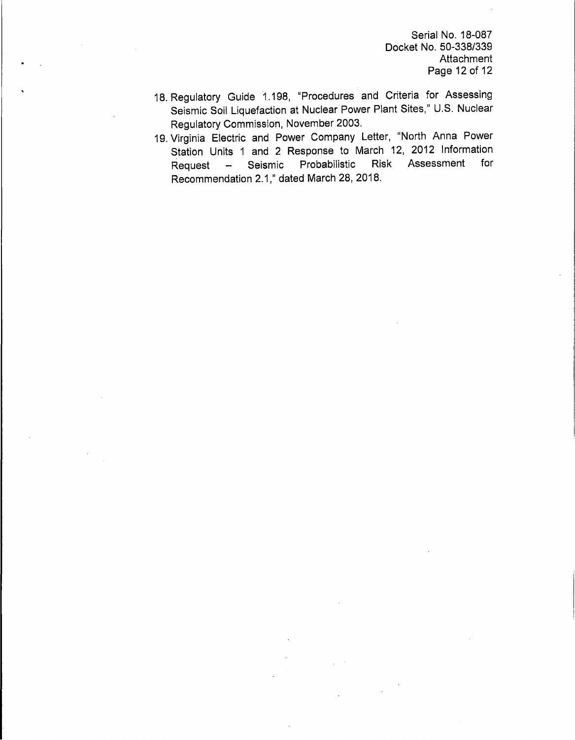18. Regulatory Guide 1.198, "Procedures and Criteria for Assessing Seismic Soil Liquefaction at Nuclear Power Plant Sites," U.S. Nuclear Regulatory Commission, November 2003.
19. Virginia Electric and Power Company Letter, "North Anna Power Station Units 1 and 2 Response to March 12, 2012 Information Request – Seismic Probabilistic Risk Assessment for Recommendation 2.1," dated March 28, 2018.